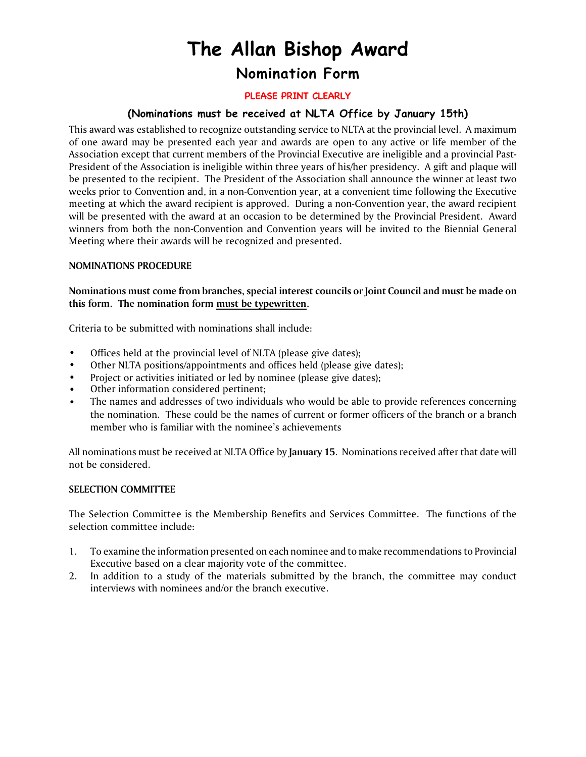# The Allan Bishop Award

## Nomination Form

**PLEASE PRINT CLEARLY**

**(Nominations must be received at NLTA Office by January 15th)**

This award was established to recognize outstanding service to NLTA at the provincial level. A maximum of one award may be presented each year and awards are open to any active or life member of the Association except that current members of the Provincial Executive are ineligible and a provincial Past-President of the Association is ineligible within three years of his/her presidency. A gift and plaque will be presented to the recipient. The President of the Association shall announce the winner at least two weeks prior to Convention and, in a non-Convention year, at a convenient time following the Executive meeting at which the award recipient is approved. During a non-Convention year, the award recipient will be presented with the award at an occasion to be determined by the Provincial President. Award winners from both the non-Convention and Convention years will be invited to the Biennial General Meeting where their awards will be recognized and presented.

**NOMINATIONS PROCEDURE**

**Nominations must come from branches, special interest councils or Joint Council and must be made on this form. The nomination form <u>must be typewritten</u>.**

Criteria to be submitted with nominations shall include:

- Offices held at the provincial level of NLTA (please give dates);
- Other NLTA positions/appointments and offices held (please give dates);
- Project or activities initiated or led by nominee (please give dates);
- Other information considered pertinent;
- The names and addresses of two individuals who would be able to provide references concerning the nomination. These could be the names of current or former officers of the branch or a branch member who is familiar with the nominee's achievements

All nominations must be received at NLTA Office by **January 15**. Nominations received after that date will not be considered.

**SELECTION COMMITTEE**

The Selection Committee is the Membership Benefits and Services Committee. The functions of the selection committee include:

1. To examine the information presented on each nominee and to make recommendations to Provincial Executive based on a clear majority vote of the committee.
2. In addition to a study of the materials submitted by the branch, the committee may conduct interviews with nominees and/or the branch executive.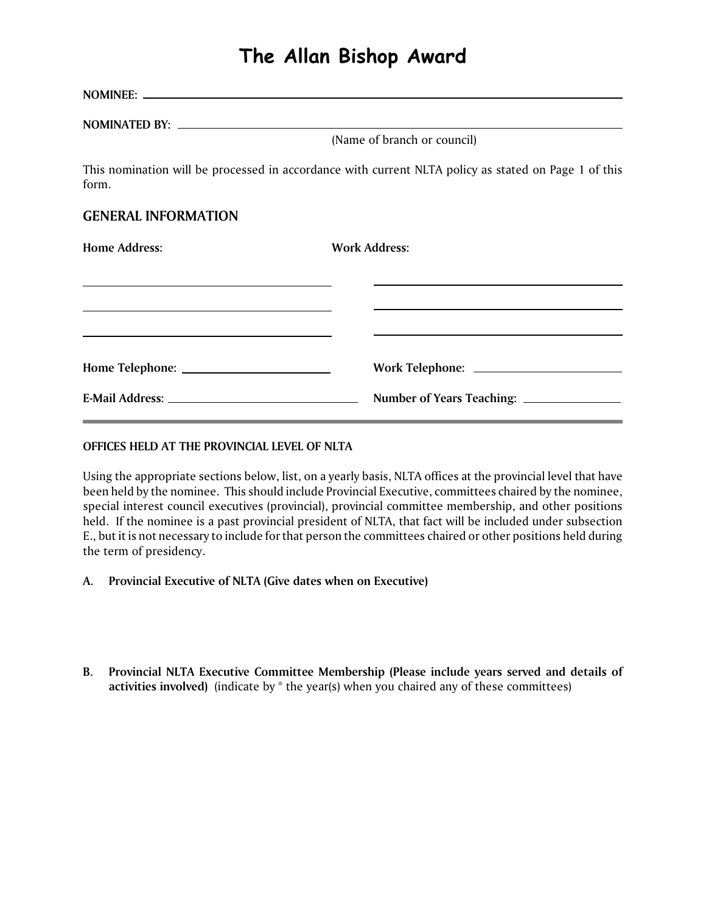# The Allan Bishop Award

**NOMINEE:** ______________________________________________

**NOMINATED BY:** ______________________________________________
(Name of branch or council)

This nomination will be processed in accordance with current NLTA policy as stated on Page 1 of this form.

## GENERAL INFORMATION

**Home Address:**

______________________________

______________________________

______________________________

**Work Address:**

______________________________

______________________________

______________________________

**Home Telephone:** ______________________

**Work Telephone:** ______________________

**E-Mail Address:** ______________________

**Number of Years Teaching:** ______________

---

#### OFFICES HELD AT THE PROVINCIAL LEVEL OF NLTA

Using the appropriate sections below, list, on a yearly basis, NLTA offices at the provincial level that have been held by the nominee. This should include Provincial Executive, committees chaired by the nominee, special interest council executives (provincial), provincial committee membership, and other positions held. If the nominee is a past provincial president of NLTA, that fact will be included under subsection E., but it is not necessary to include for that person the committees chaired or other positions held during the term of presidency.

**A. Provincial Executive of NLTA (Give dates when on Executive)**

**B. Provincial NLTA Executive Committee Membership (Please include years served and details of activities involved)** (indicate by * the year(s) when you chaired any of these committees)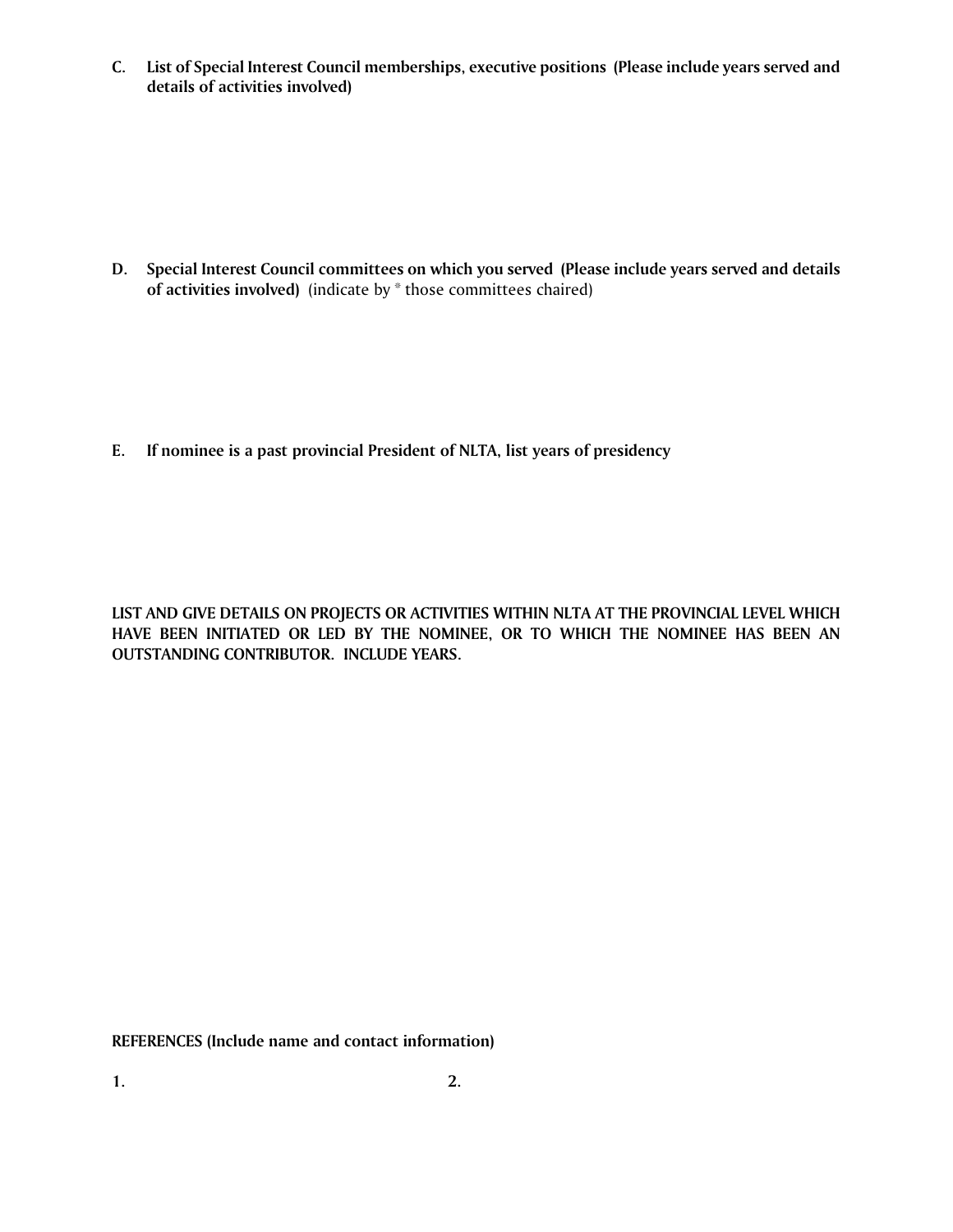C. **List of Special Interest Council memberships, executive positions (Please include years served and details of activities involved)**

D. **Special Interest Council committees on which you served (Please include years served and details of activities involved)** (indicate by * those committees chaired)

E. **If nominee is a past provincial President of NLTA, list years of presidency**

**LIST AND GIVE DETAILS ON PROJECTS OR ACTIVITIES WITHIN NLTA AT THE PROVINCIAL LEVEL WHICH HAVE BEEN INITIATED OR LED BY THE NOMINEE, OR TO WHICH THE NOMINEE HAS BEEN AN OUTSTANDING CONTRIBUTOR. INCLUDE YEARS.**

**REFERENCES (Include name and contact information)**

1.

2.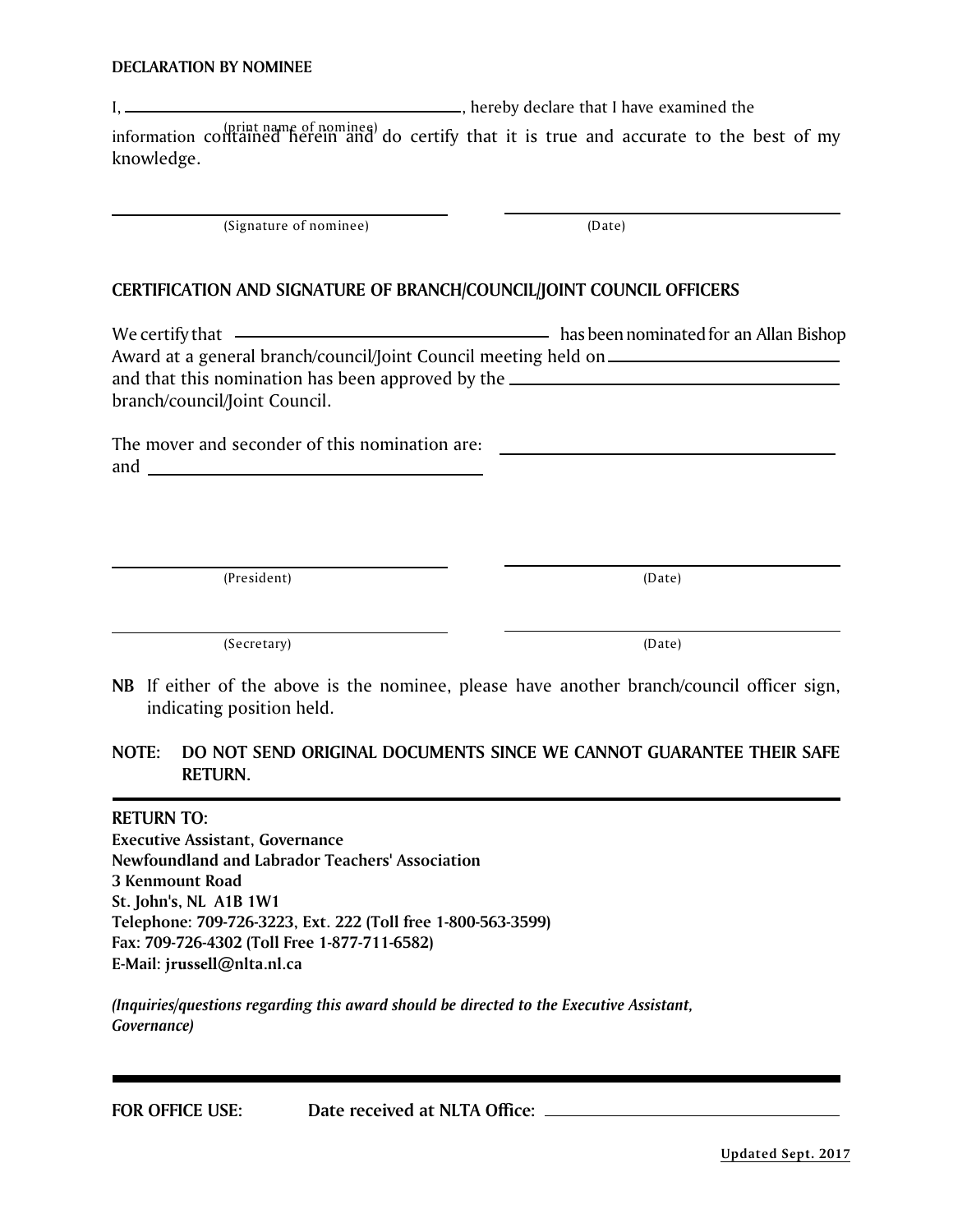**DECLARATION BY NOMINEE**

I, ______________________________ (print name of nominee), hereby declare that I have examined the information contained herein and do certify that it is true and accurate to the best of my knowledge.

______________________________ (Signature of nominee)    ______________________________ (Date)

**CERTIFICATION AND SIGNATURE OF BRANCH/COUNCIL/JOINT COUNCIL OFFICERS**

We certify that ______________________________ has been nominated for an Allan Bishop Award at a general branch/council/Joint Council meeting held on ______________________________ and that this nomination has been approved by the ______________________________ branch/council/Joint Council.

The mover and seconder of this nomination are: ______________________________ and ______________________________

______________________________ (President)    ______________________________ (Date)

______________________________ (Secretary)    ______________________________ (Date)

**NB** If either of the above is the nominee, please have another branch/council officer sign, indicating position held.

**NOTE: DO NOT SEND ORIGINAL DOCUMENTS SINCE WE CANNOT GUARANTEE THEIR SAFE RETURN.**

---

**RETURN TO:**
**Executive Assistant, Governance**
**Newfoundland and Labrador Teachers' Association**
**3 Kenmount Road**
**St. John's, NL A1B 1W1**
**Telephone: 709-726-3223, Ext. 222 (Toll free 1-800-563-3599)**
**Fax: 709-726-4302 (Toll Free 1-877-711-6582)**
**E-Mail: jrussell@nlta.nl.ca**

***(Inquiries/questions regarding this award should be directed to the Executive Assistant, Governance)***

---

**FOR OFFICE USE:** **Date received at NLTA Office:** ______________________________

**Updated Sept. 2017**